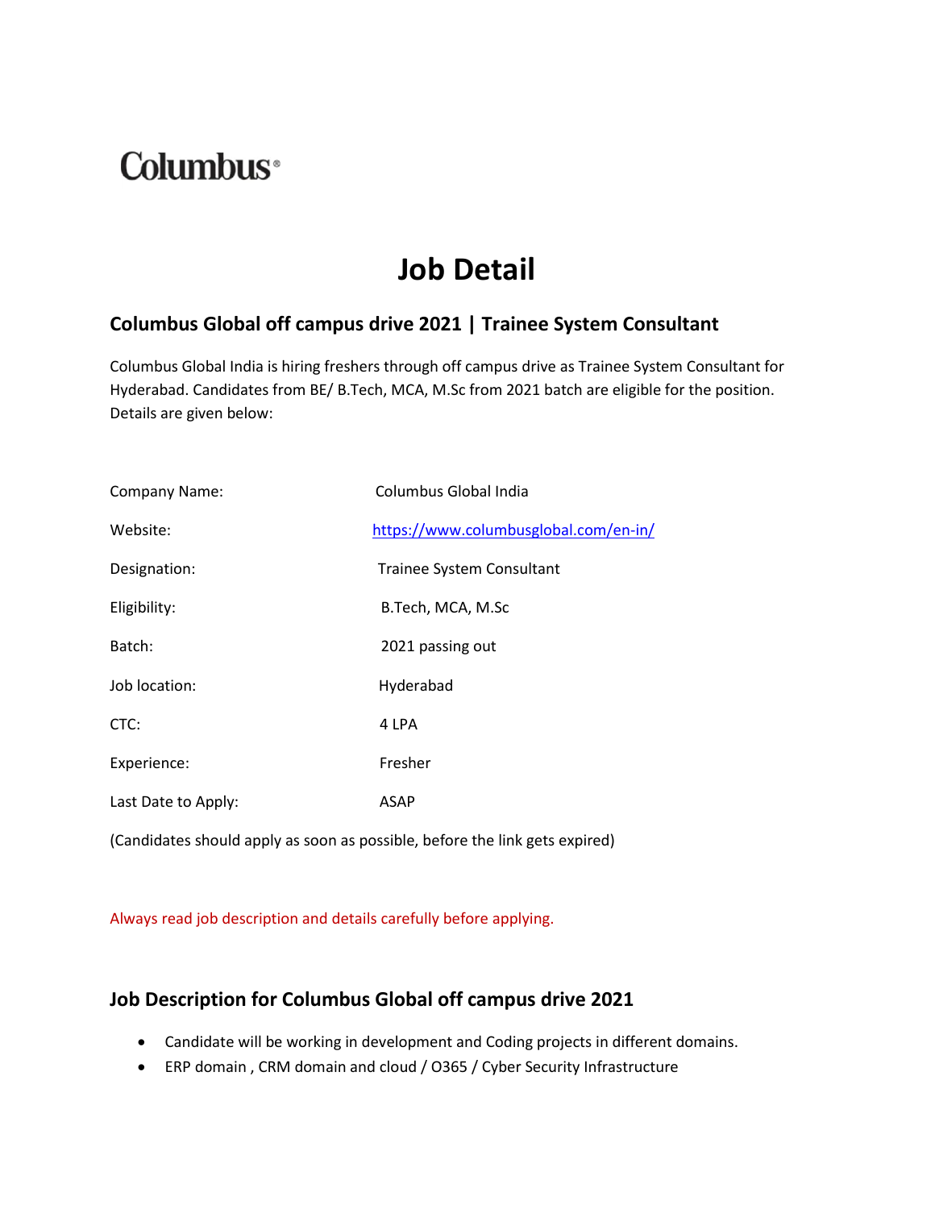Columbus®

# Job Detail

## Columbus Global off campus drive 2021 | Trainee System Consultant

Columbus Global India is hiring freshers through off campus drive as Trainee System Consultant for Hyderabad. Candidates from BE/ B.Tech, MCA, M.Sc from 2021 batch are eligible for the position. Details are given below:

| | |
|---|---|
| Company Name: | Columbus Global India |
| Website: | https://www.columbusglobal.com/en-in/ |
| Designation: | Trainee System Consultant |
| Eligibility: | B.Tech, MCA, M.Sc |
| Batch: | 2021 passing out |
| Job location: | Hyderabad |
| CTC: | 4 LPA |
| Experience: | Fresher |
| Last Date to Apply: | ASAP |

(Candidates should apply as soon as possible, before the link gets expired)

Always read job description and details carefully before applying.

## Job Description for Columbus Global off campus drive 2021

- Candidate will be working in development and Coding projects in different domains.
- ERP domain , CRM domain and cloud / O365 / Cyber Security Infrastructure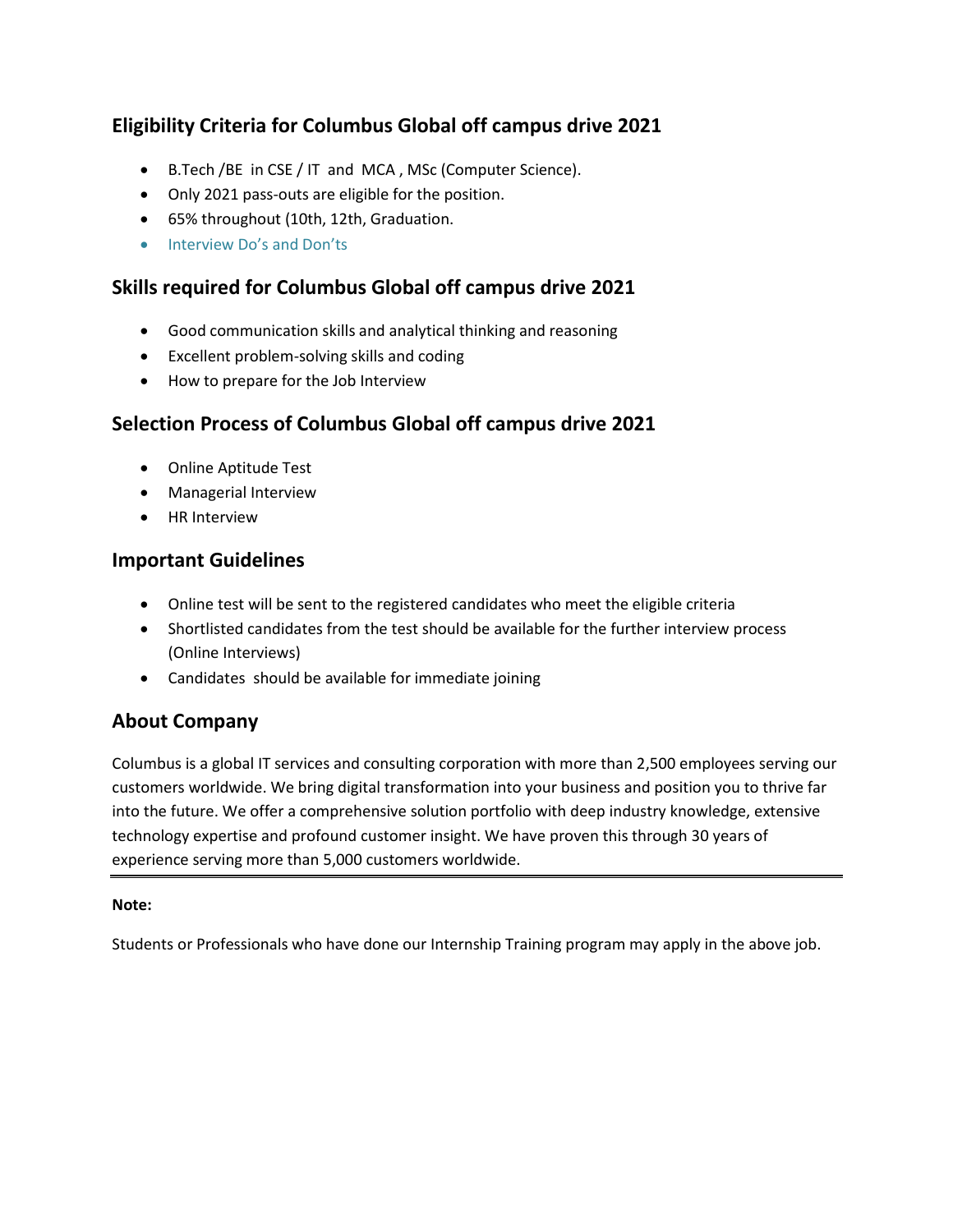## Eligibility Criteria for Columbus Global off campus drive 2021

- B.Tech /BE in CSE / IT and MCA , MSc (Computer Science).
- Only 2021 pass-outs are eligible for the position.
- 65% throughout (10th, 12th, Graduation.
- Interview Do's and Don'ts

## Skills required for Columbus Global off campus drive 2021

- Good communication skills and analytical thinking and reasoning
- Excellent problem-solving skills and coding
- How to prepare for the Job Interview

## Selection Process of Columbus Global off campus drive 2021

- Online Aptitude Test
- Managerial Interview
- HR Interview

## Important Guidelines

- Online test will be sent to the registered candidates who meet the eligible criteria
- Shortlisted candidates from the test should be available for the further interview process (Online Interviews)
- Candidates should be available for immediate joining

## About Company

Columbus is a global IT services and consulting corporation with more than 2,500 employees serving our customers worldwide. We bring digital transformation into your business and position you to thrive far into the future. We offer a comprehensive solution portfolio with deep industry knowledge, extensive technology expertise and profound customer insight. We have proven this through 30 years of experience serving more than 5,000 customers worldwide.

---

**Note:**

Students or Professionals who have done our Internship Training program may apply in the above job.